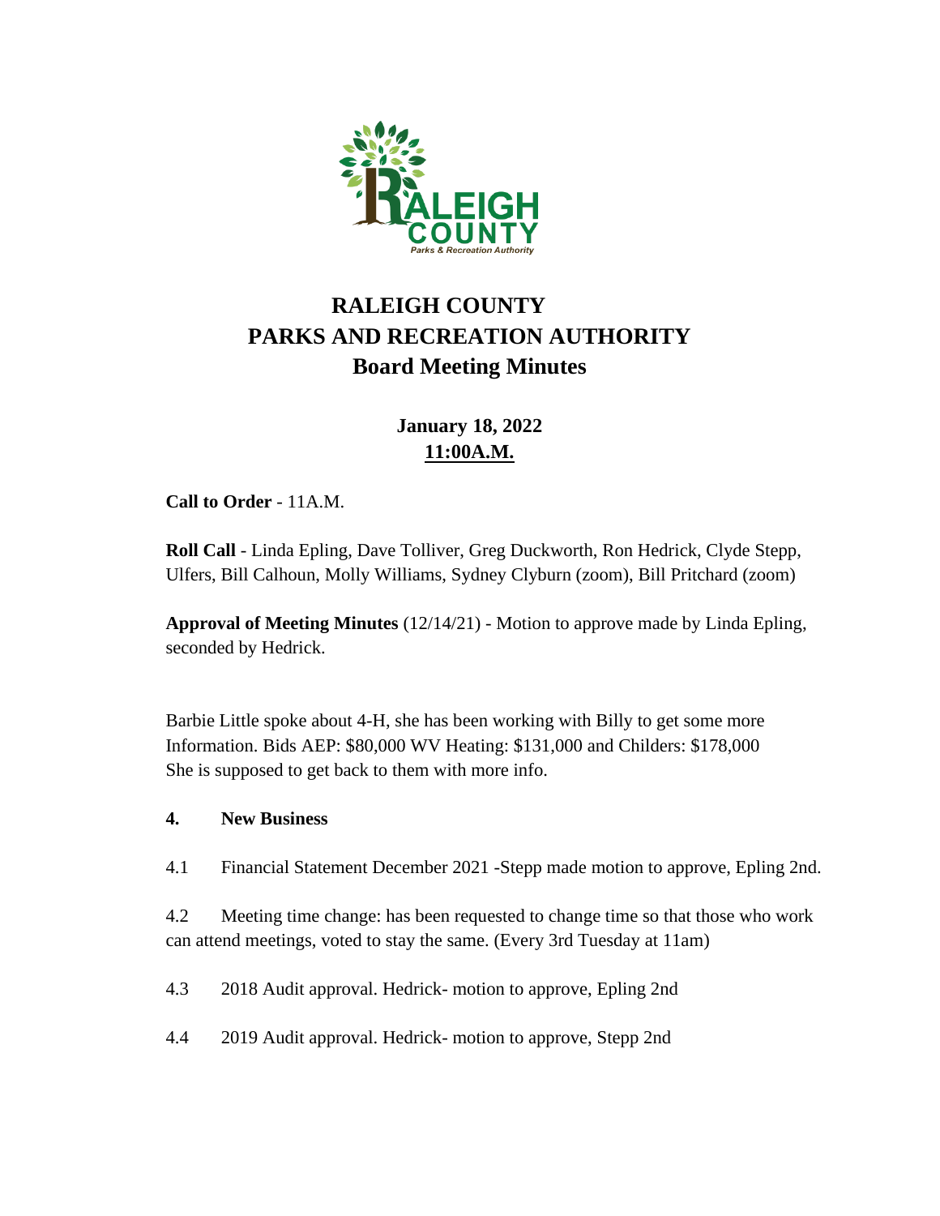# RALEIGH COUNTY
# PARKS AND RECREATION AUTHORITY
# Board Meeting Minutes

**January 18, 2022**
**11:00A.M.**

**Call to Order** - 11A.M.

**Roll Call** - Linda Epling, Dave Tolliver, Greg Duckworth, Ron Hedrick, Clyde Stepp, Ulfers, Bill Calhoun, Molly Williams, Sydney Clyburn (zoom), Bill Pritchard (zoom)

**Approval of Meeting Minutes** (12/14/21) - Motion to approve made by Linda Epling, seconded by Hedrick.

Barbie Little spoke about 4-H, she has been working with Billy to get some more Information. Bids AEP: $80,000 WV Heating: $131,000 and Childers: $178,000 She is supposed to get back to them with more info.

**4. New Business**

4.1 Financial Statement December 2021 -Stepp made motion to approve, Epling 2nd.

4.2 Meeting time change: has been requested to change time so that those who work can attend meetings, voted to stay the same. (Every 3rd Tuesday at 11am)

4.3 2018 Audit approval. Hedrick- motion to approve, Epling 2nd

4.4 2019 Audit approval. Hedrick- motion to approve, Stepp 2nd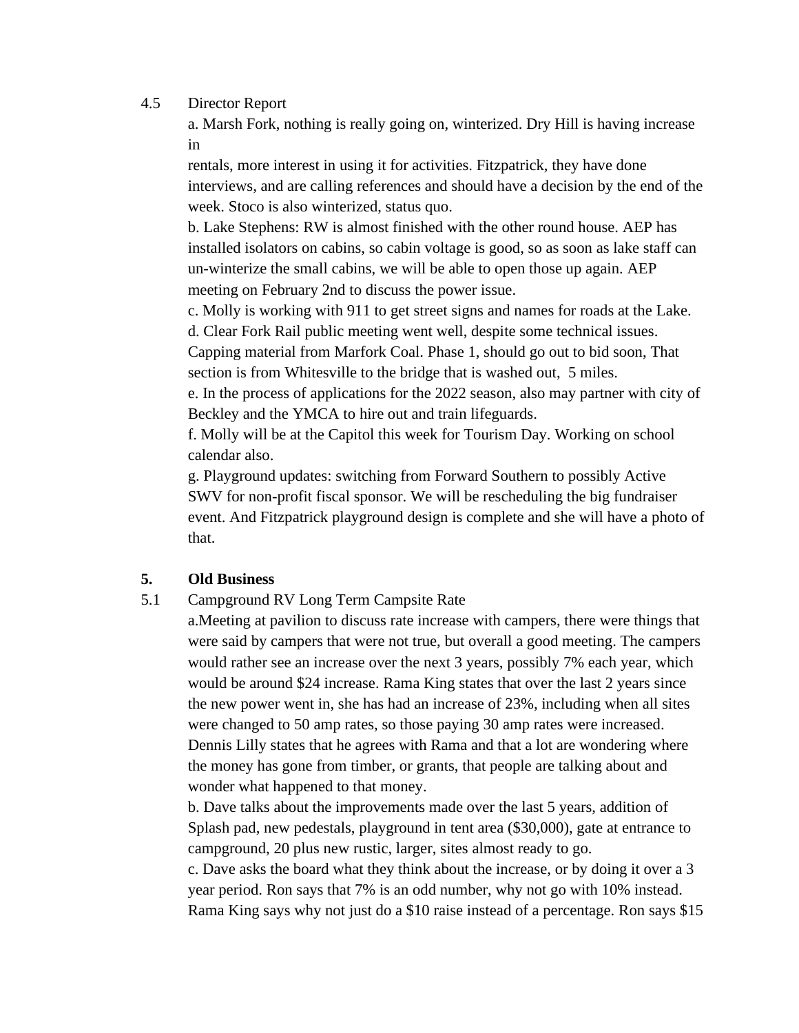4.5 Director Report

a. Marsh Fork, nothing is really going on, winterized. Dry Hill is having increase in rentals, more interest in using it for activities. Fitzpatrick, they have done interviews, and are calling references and should have a decision by the end of the week. Stoco is also winterized, status quo.

b. Lake Stephens: RW is almost finished with the other round house. AEP has installed isolators on cabins, so cabin voltage is good, so as soon as lake staff can un-winterize the small cabins, we will be able to open those up again. AEP meeting on February 2nd to discuss the power issue.

c. Molly is working with 911 to get street signs and names for roads at the Lake.

d. Clear Fork Rail public meeting went well, despite some technical issues. Capping material from Marfork Coal. Phase 1, should go out to bid soon, That section is from Whitesville to the bridge that is washed out, 5 miles.

e. In the process of applications for the 2022 season, also may partner with city of Beckley and the YMCA to hire out and train lifeguards.

f. Molly will be at the Capitol this week for Tourism Day. Working on school calendar also.

g. Playground updates: switching from Forward Southern to possibly Active SWV for non-profit fiscal sponsor. We will be rescheduling the big fundraiser event. And Fitzpatrick playground design is complete and she will have a photo of that.

**5. Old Business**

5.1 Campground RV Long Term Campsite Rate

a.Meeting at pavilion to discuss rate increase with campers, there were things that were said by campers that were not true, but overall a good meeting. The campers would rather see an increase over the next 3 years, possibly 7% each year, which would be around $24 increase. Rama King states that over the last 2 years since the new power went in, she has had an increase of 23%, including when all sites were changed to 50 amp rates, so those paying 30 amp rates were increased. Dennis Lilly states that he agrees with Rama and that a lot are wondering where the money has gone from timber, or grants, that people are talking about and wonder what happened to that money.

b. Dave talks about the improvements made over the last 5 years, addition of Splash pad, new pedestals, playground in tent area ($30,000), gate at entrance to campground, 20 plus new rustic, larger, sites almost ready to go.

c. Dave asks the board what they think about the increase, or by doing it over a 3 year period. Ron says that 7% is an odd number, why not go with 10% instead. Rama King says why not just do a $10 raise instead of a percentage. Ron says $15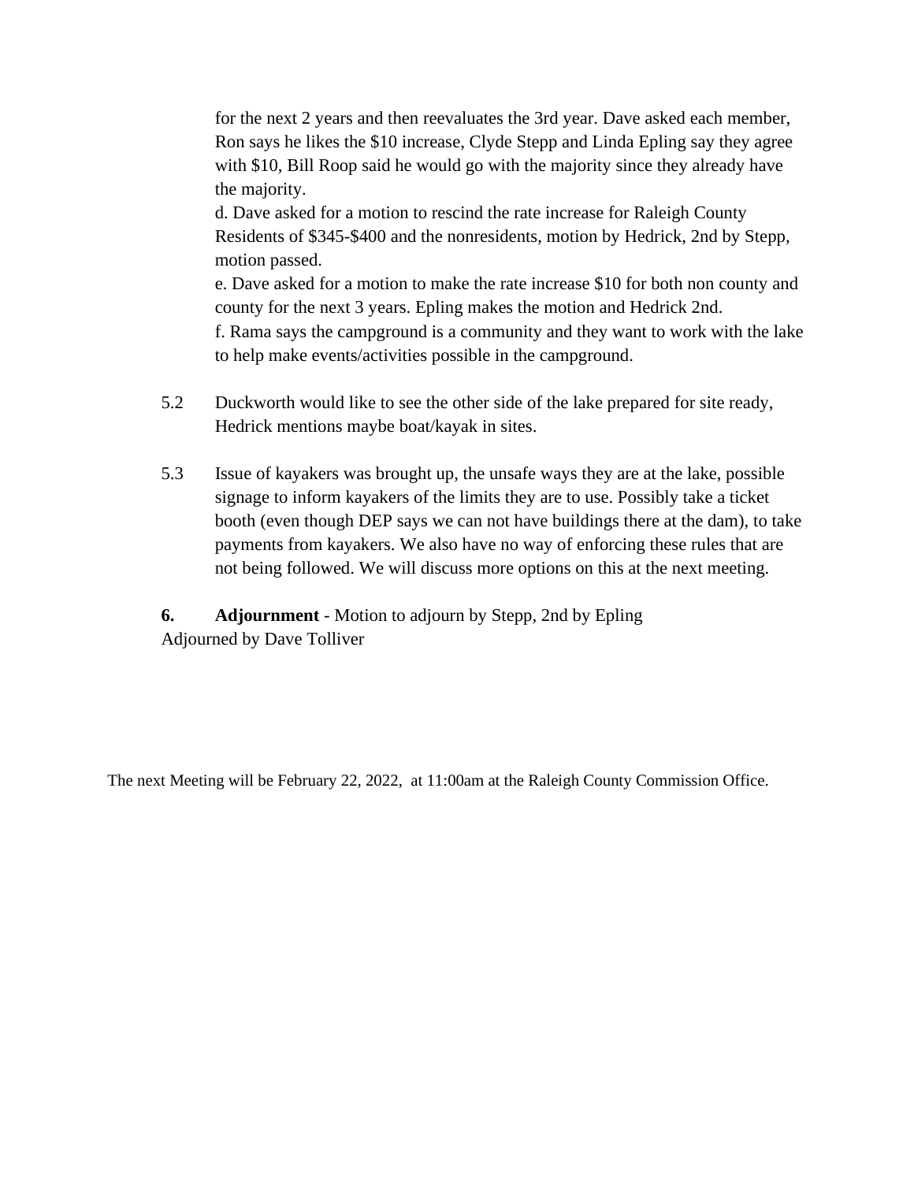for the next 2 years and then reevaluates the 3rd year. Dave asked each member, Ron says he likes the $10 increase, Clyde Stepp and Linda Epling say they agree with $10, Bill Roop said he would go with the majority since they already have the majority.

d. Dave asked for a motion to rescind the rate increase for Raleigh County Residents of $345-$400 and the nonresidents, motion by Hedrick, 2nd by Stepp, motion passed.

e. Dave asked for a motion to make the rate increase $10 for both non county and county for the next 3 years. Epling makes the motion and Hedrick 2nd.

f. Rama says the campground is a community and they want to work with the lake to help make events/activities possible in the campground.

5.2 Duckworth would like to see the other side of the lake prepared for site ready, Hedrick mentions maybe boat/kayak in sites.

5.3 Issue of kayakers was brought up, the unsafe ways they are at the lake, possible signage to inform kayakers of the limits they are to use. Possibly take a ticket booth (even though DEP says we can not have buildings there at the dam), to take payments from kayakers. We also have no way of enforcing these rules that are not being followed. We will discuss more options on this at the next meeting.

**6. Adjournment** - Motion to adjourn by Stepp, 2nd by Epling
Adjourned by Dave Tolliver

The next Meeting will be February 22, 2022, at 11:00am at the Raleigh County Commission Office.